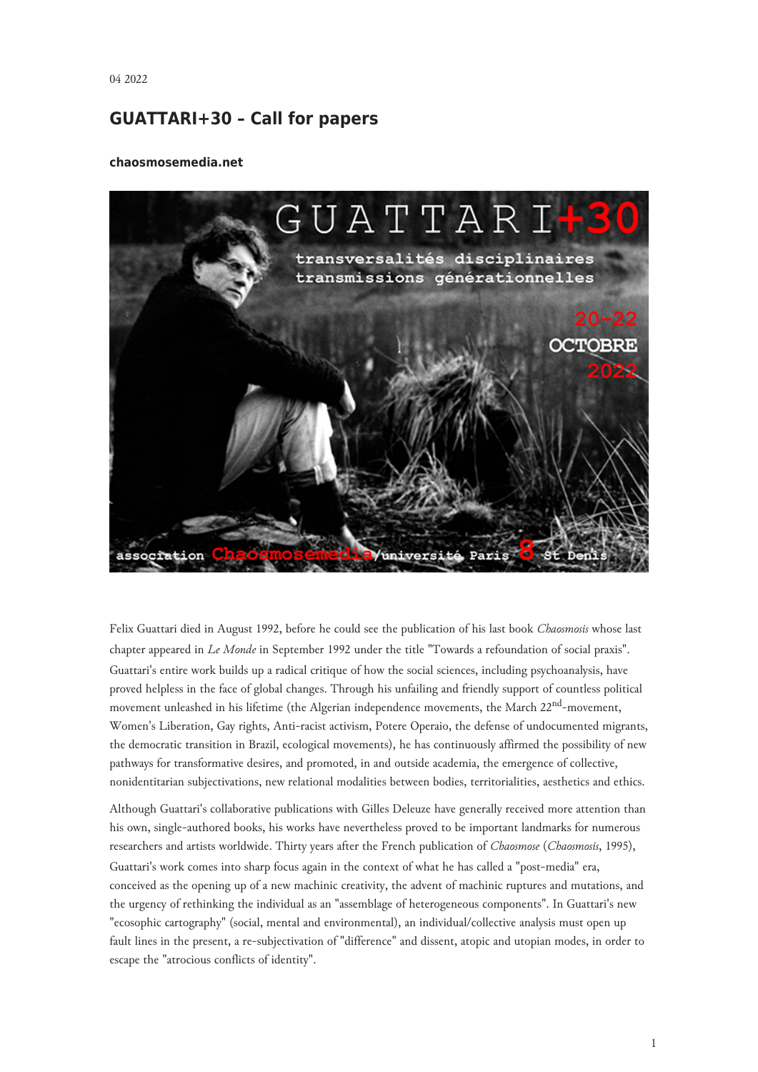04 2022

# GUATTARI+30 – Call for papers

**chaosmosemedia.net**

Felix Guattari died in August 1992, before he could see the publication of his last book *Chaosmosis* whose last chapter appeared in *Le Monde* in September 1992 under the title "Towards a refoundation of social praxis". Guattari's entire work builds up a radical critique of how the social sciences, including psychoanalysis, have proved helpless in the face of global changes. Through his unfailing and friendly support of countless political movement unleashed in his lifetime (the Algerian independence movements, the March 22nd-movement, Women's Liberation, Gay rights, Anti-racist activism, Potere Operaio, the defense of undocumented migrants, the democratic transition in Brazil, ecological movements), he has continuously affirmed the possibility of new pathways for transformative desires, and promoted, in and outside academia, the emergence of collective, nonidentitarian subjectivations, new relational modalities between bodies, territorialities, aesthetics and ethics.

Although Guattari's collaborative publications with Gilles Deleuze have generally received more attention than his own, single-authored books, his works have nevertheless proved to be important landmarks for numerous researchers and artists worldwide. Thirty years after the French publication of *Chaosmose* (*Chaosmosis*, 1995), Guattari's work comes into sharp focus again in the context of what he has called a "post-media" era, conceived as the opening up of a new machinic creativity, the advent of machinic ruptures and mutations, and the urgency of rethinking the individual as an "assemblage of heterogeneous components". In Guattari's new "ecosophic cartography" (social, mental and environmental), an individual/collective analysis must open up fault lines in the present, a re-subjectivation of "difference" and dissent, atopic and utopian modes, in order to escape the "atrocious conflicts of identity".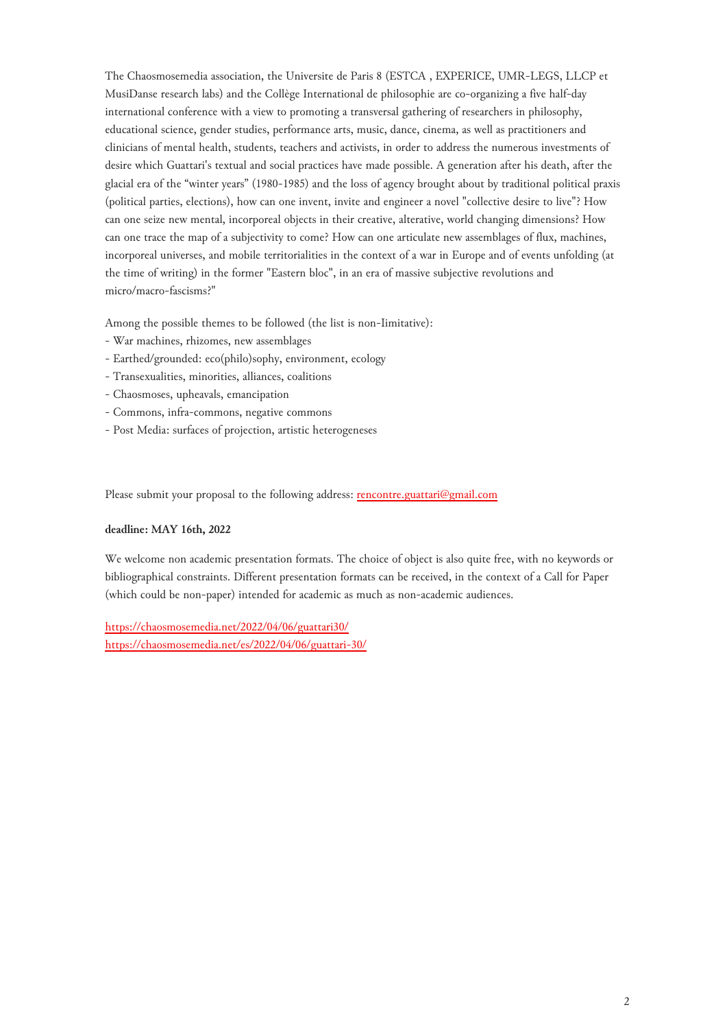The Chaosmosemedia association, the Universite de Paris 8 (ESTCA , EXPERICE, UMR-LEGS, LLCP et MusiDanse research labs) and the Collège International de philosophie are co-organizing a five half-day international conference with a view to promoting a transversal gathering of researchers in philosophy, educational science, gender studies, performance arts, music, dance, cinema, as well as practitioners and clinicians of mental health, students, teachers and activists, in order to address the numerous investments of desire which Guattari's textual and social practices have made possible. A generation after his death, after the glacial era of the "winter years" (1980-1985) and the loss of agency brought about by traditional political praxis (political parties, elections), how can one invent, invite and engineer a novel "collective desire to live"? How can one seize new mental, incorporeal objects in their creative, alterative, world changing dimensions? How can one trace the map of a subjectivity to come? How can one articulate new assemblages of flux, machines, incorporeal universes, and mobile territorialities in the context of a war in Europe and of events unfolding (at the time of writing) in the former "Eastern bloc", in an era of massive subjective revolutions and micro/macro-fascisms?"

Among the possible themes to be followed (the list is non-limitative):

- War machines, rhizomes, new assemblages
- Earthed/grounded: eco(philo)sophy, environment, ecology
- Transexualities, minorities, alliances, coalitions
- Chaosmoses, upheavals, emancipation
- Commons, infra-commons, negative commons
- Post Media: surfaces of projection, artistic heterogeneses

Please submit your proposal to the following address: rencontre.guattari@gmail.com

**deadline: MAY 16th, 2022**

We welcome non academic presentation formats. The choice of object is also quite free, with no keywords or bibliographical constraints. Different presentation formats can be received, in the context of a Call for Paper (which could be non-paper) intended for academic as much as non-academic audiences.

https://chaosmosemedia.net/2022/04/06/guattari30/
https://chaosmosemedia.net/es/2022/04/06/guattari-30/